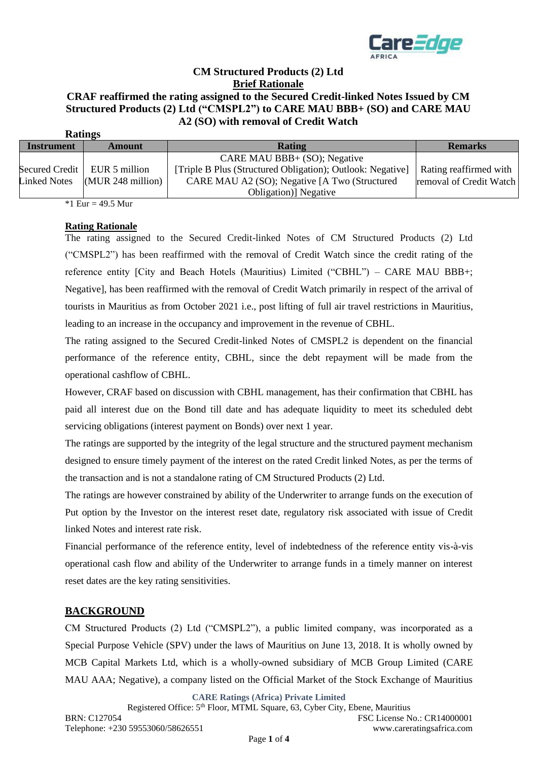**CM Structured Products (2) Ltd**

**Brief Rationale**

**CRAF reaffirmed the rating assigned to the Secured Credit-linked Notes Issued by CM Structured Products (2) Ltd ("CMSPL2") to CARE MAU BBB+ (SO) and CARE MAU A2 (SO) with removal of Credit Watch**

**Ratings**

| Instrument | Amount | Rating | Remarks |
|---|---|---|---|
| Secured Credit Linked Notes | EUR 5 million (MUR 248 million) | CARE MAU BBB+ (SO); Negative [Triple B Plus (Structured Obligation); Outlook: Negative] CARE MAU A2 (SO); Negative [A Two (Structured Obligation)] Negative | Rating reaffirmed with removal of Credit Watch |

*1 Eur = 49.5 Mur

**Rating Rationale**

The rating assigned to the Secured Credit-linked Notes of CM Structured Products (2) Ltd ("CMSPL2") has been reaffirmed with the removal of Credit Watch since the credit rating of the reference entity [City and Beach Hotels (Mauritius) Limited ("CBHL") – CARE MAU BBB+; Negative], has been reaffirmed with the removal of Credit Watch primarily in respect of the arrival of tourists in Mauritius as from October 2021 i.e., post lifting of full air travel restrictions in Mauritius, leading to an increase in the occupancy and improvement in the revenue of CBHL.

The rating assigned to the Secured Credit-linked Notes of CMSPL2 is dependent on the financial performance of the reference entity, CBHL, since the debt repayment will be made from the operational cashflow of CBHL.

However, CRAF based on discussion with CBHL management, has their confirmation that CBHL has paid all interest due on the Bond till date and has adequate liquidity to meet its scheduled debt servicing obligations (interest payment on Bonds) over next 1 year.

The ratings are supported by the integrity of the legal structure and the structured payment mechanism designed to ensure timely payment of the interest on the rated Credit linked Notes, as per the terms of the transaction and is not a standalone rating of CM Structured Products (2) Ltd.

The ratings are however constrained by ability of the Underwriter to arrange funds on the execution of Put option by the Investor on the interest reset date, regulatory risk associated with issue of Credit linked Notes and interest rate risk.

Financial performance of the reference entity, level of indebtedness of the reference entity vis-à-vis operational cash flow and ability of the Underwriter to arrange funds in a timely manner on interest reset dates are the key rating sensitivities.

## BACKGROUND

CM Structured Products (2) Ltd ("CMSPL2"), a public limited company, was incorporated as a Special Purpose Vehicle (SPV) under the laws of Mauritius on June 13, 2018. It is wholly owned by MCB Capital Markets Ltd, which is a wholly-owned subsidiary of MCB Group Limited (CARE MAU AAA; Negative), a company listed on the Official Market of the Stock Exchange of Mauritius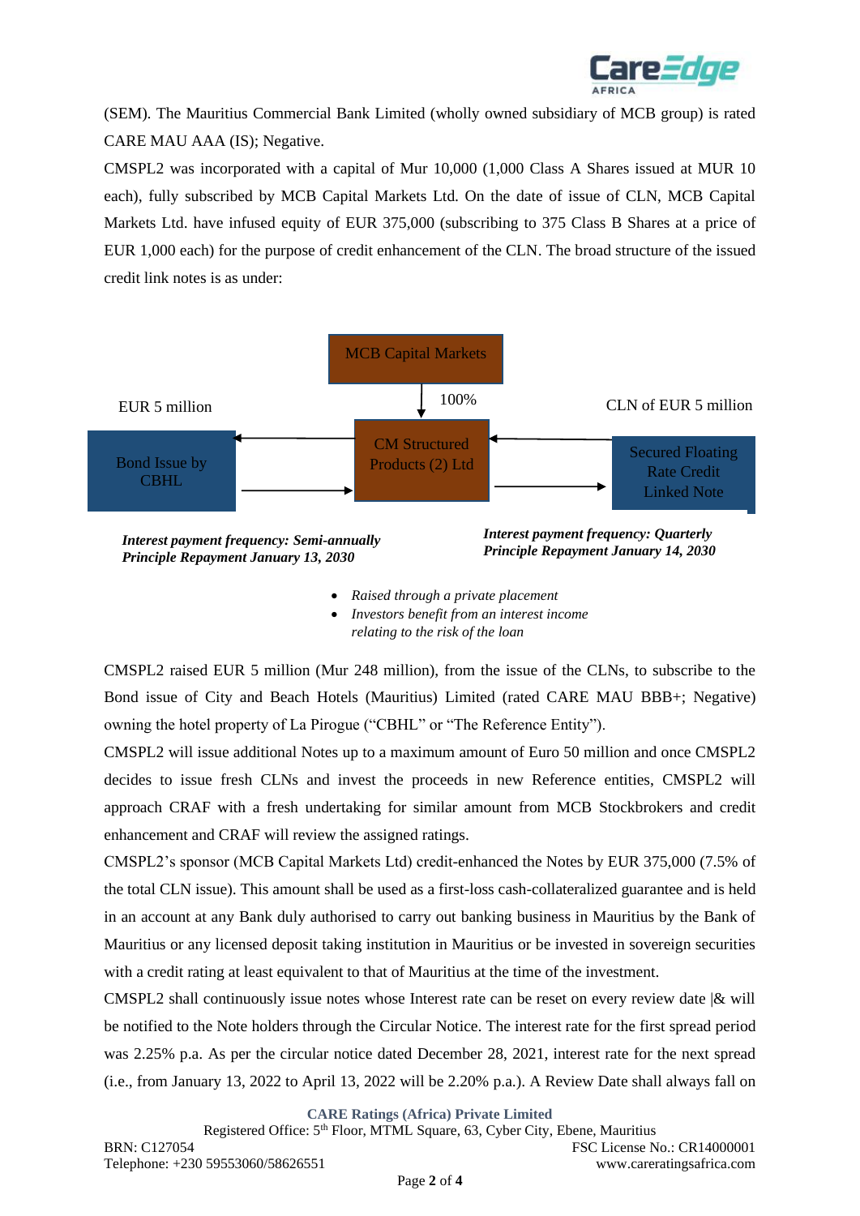(SEM). The Mauritius Commercial Bank Limited (wholly owned subsidiary of MCB group) is rated CARE MAU AAA (IS); Negative.

CMSPL2 was incorporated with a capital of Mur 10,000 (1,000 Class A Shares issued at MUR 10 each), fully subscribed by MCB Capital Markets Ltd. On the date of issue of CLN, MCB Capital Markets Ltd. have infused equity of EUR 375,000 (subscribing to 375 Class B Shares at a price of EUR 1,000 each) for the purpose of credit enhancement of the CLN. The broad structure of the issued credit link notes is as under:

MCB Capital Markets

100%

EUR 5 million

CM Structured Products (2) Ltd

CLN of EUR 5 million

Bond Issue by CBHL

Secured Floating Rate Credit Linked Note

***Interest payment frequency: Semi-annually***
***Principle Repayment January 13, 2030***

***Interest payment frequency: Quarterly***
***Principle Repayment January 14, 2030***

- *Raised through a private placement*
- *Investors benefit from an interest income relating to the risk of the loan*

CMSPL2 raised EUR 5 million (Mur 248 million), from the issue of the CLNs, to subscribe to the Bond issue of City and Beach Hotels (Mauritius) Limited (rated CARE MAU BBB+; Negative) owning the hotel property of La Pirogue ("CBHL" or "The Reference Entity").

CMSPL2 will issue additional Notes up to a maximum amount of Euro 50 million and once CMSPL2 decides to issue fresh CLNs and invest the proceeds in new Reference entities, CMSPL2 will approach CRAF with a fresh undertaking for similar amount from MCB Stockbrokers and credit enhancement and CRAF will review the assigned ratings.

CMSPL2's sponsor (MCB Capital Markets Ltd) credit-enhanced the Notes by EUR 375,000 (7.5% of the total CLN issue). This amount shall be used as a first-loss cash-collateralized guarantee and is held in an account at any Bank duly authorised to carry out banking business in Mauritius by the Bank of Mauritius or any licensed deposit taking institution in Mauritius or be invested in sovereign securities with a credit rating at least equivalent to that of Mauritius at the time of the investment.

CMSPL2 shall continuously issue notes whose Interest rate can be reset on every review date |& will be notified to the Note holders through the Circular Notice. The interest rate for the first spread period was 2.25% p.a. As per the circular notice dated December 28, 2021, interest rate for the next spread (i.e., from January 13, 2022 to April 13, 2022 will be 2.20% p.a.). A Review Date shall always fall on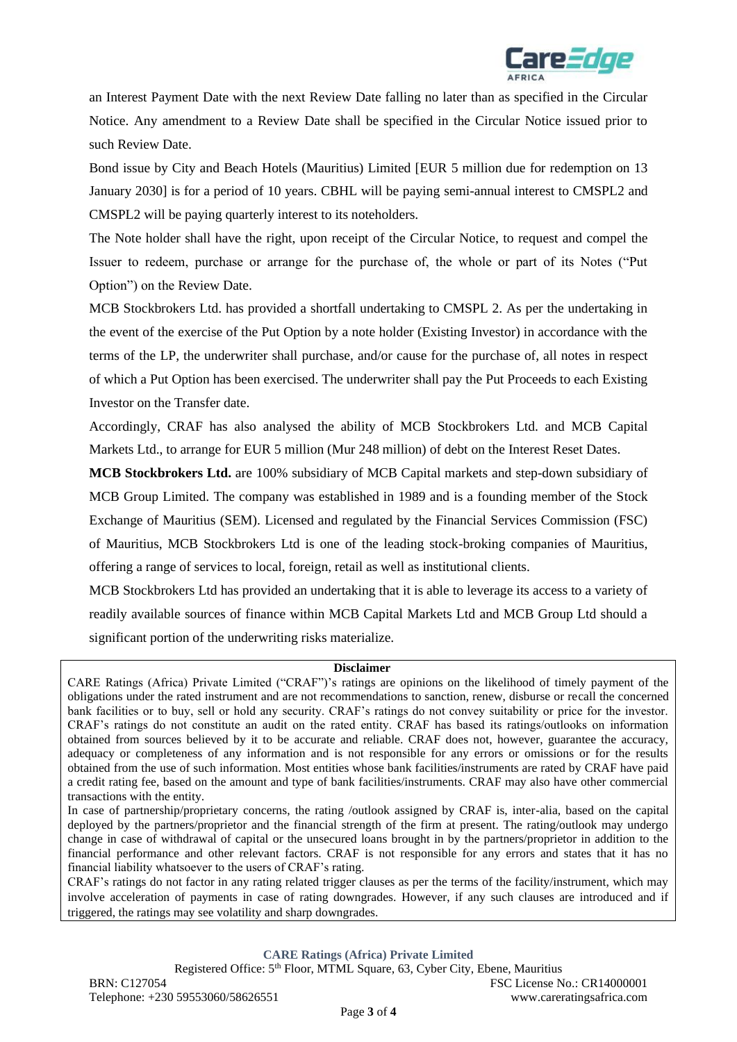an Interest Payment Date with the next Review Date falling no later than as specified in the Circular Notice. Any amendment to a Review Date shall be specified in the Circular Notice issued prior to such Review Date.

Bond issue by City and Beach Hotels (Mauritius) Limited [EUR 5 million due for redemption on 13 January 2030] is for a period of 10 years. CBHL will be paying semi-annual interest to CMSPL2 and CMSPL2 will be paying quarterly interest to its noteholders.

The Note holder shall have the right, upon receipt of the Circular Notice, to request and compel the Issuer to redeem, purchase or arrange for the purchase of, the whole or part of its Notes ("Put Option") on the Review Date.

MCB Stockbrokers Ltd. has provided a shortfall undertaking to CMSPL 2. As per the undertaking in the event of the exercise of the Put Option by a note holder (Existing Investor) in accordance with the terms of the LP, the underwriter shall purchase, and/or cause for the purchase of, all notes in respect of which a Put Option has been exercised. The underwriter shall pay the Put Proceeds to each Existing Investor on the Transfer date.

Accordingly, CRAF has also analysed the ability of MCB Stockbrokers Ltd. and MCB Capital Markets Ltd., to arrange for EUR 5 million (Mur 248 million) of debt on the Interest Reset Dates.

**MCB Stockbrokers Ltd.** are 100% subsidiary of MCB Capital markets and step-down subsidiary of MCB Group Limited. The company was established in 1989 and is a founding member of the Stock Exchange of Mauritius (SEM). Licensed and regulated by the Financial Services Commission (FSC) of Mauritius, MCB Stockbrokers Ltd is one of the leading stock-broking companies of Mauritius, offering a range of services to local, foreign, retail as well as institutional clients.

MCB Stockbrokers Ltd has provided an undertaking that it is able to leverage its access to a variety of readily available sources of finance within MCB Capital Markets Ltd and MCB Group Ltd should a significant portion of the underwriting risks materialize.

**Disclaimer**

CARE Ratings (Africa) Private Limited ("CRAF")'s ratings are opinions on the likelihood of timely payment of the obligations under the rated instrument and are not recommendations to sanction, renew, disburse or recall the concerned bank facilities or to buy, sell or hold any security. CRAF's ratings do not convey suitability or price for the investor. CRAF's ratings do not constitute an audit on the rated entity. CRAF has based its ratings/outlooks on information obtained from sources believed by it to be accurate and reliable. CRAF does not, however, guarantee the accuracy, adequacy or completeness of any information and is not responsible for any errors or omissions or for the results obtained from the use of such information. Most entities whose bank facilities/instruments are rated by CRAF have paid a credit rating fee, based on the amount and type of bank facilities/instruments. CRAF may also have other commercial transactions with the entity.

In case of partnership/proprietary concerns, the rating /outlook assigned by CRAF is, inter-alia, based on the capital deployed by the partners/proprietor and the financial strength of the firm at present. The rating/outlook may undergo change in case of withdrawal of capital or the unsecured loans brought in by the partners/proprietor in addition to the financial performance and other relevant factors. CRAF is not responsible for any errors and states that it has no financial liability whatsoever to the users of CRAF's rating.

CRAF's ratings do not factor in any rating related trigger clauses as per the terms of the facility/instrument, which may involve acceleration of payments in case of rating downgrades. However, if any such clauses are introduced and if triggered, the ratings may see volatility and sharp downgrades.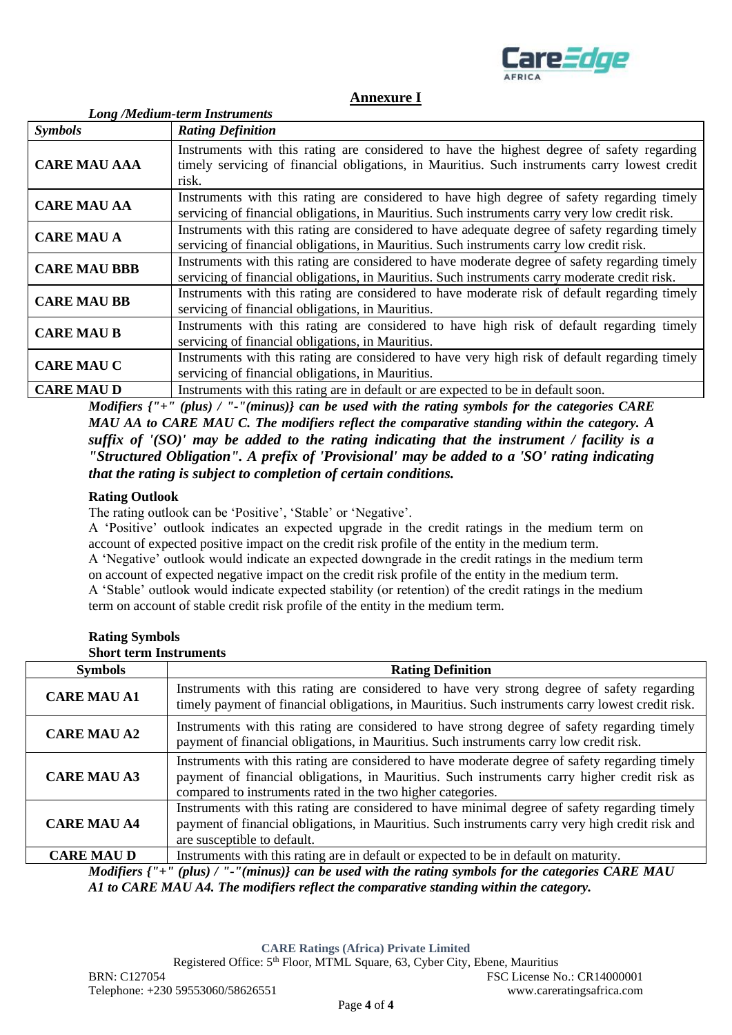## Annexure I

***Long /Medium-term Instruments***

| ***Symbols*** | ***Rating Definition*** |
|---|---|
| **CARE MAU AAA** | Instruments with this rating are considered to have the highest degree of safety regarding timely servicing of financial obligations, in Mauritius. Such instruments carry lowest credit risk. |
| **CARE MAU AA** | Instruments with this rating are considered to have high degree of safety regarding timely servicing of financial obligations, in Mauritius. Such instruments carry very low credit risk. |
| **CARE MAU A** | Instruments with this rating are considered to have adequate degree of safety regarding timely servicing of financial obligations, in Mauritius. Such instruments carry low credit risk. |
| **CARE MAU BBB** | Instruments with this rating are considered to have moderate degree of safety regarding timely servicing of financial obligations, in Mauritius. Such instruments carry moderate credit risk. |
| **CARE MAU BB** | Instruments with this rating are considered to have moderate risk of default regarding timely servicing of financial obligations, in Mauritius. |
| **CARE MAU B** | Instruments with this rating are considered to have high risk of default regarding timely servicing of financial obligations, in Mauritius. |
| **CARE MAU C** | Instruments with this rating are considered to have very high risk of default regarding timely servicing of financial obligations, in Mauritius. |
| **CARE MAU D** | Instruments with this rating are in default or are expected to be in default soon. |

***Modifiers {"+" (plus) / "-"(minus)} can be used with the rating symbols for the categories CARE MAU AA to CARE MAU C. The modifiers reflect the comparative standing within the category. A suffix of '(SO)' may be added to the rating indicating that the instrument / facility is a "Structured Obligation". A prefix of 'Provisional' may be added to a 'SO' rating indicating that the rating is subject to completion of certain conditions.***

**Rating Outlook**

The rating outlook can be 'Positive', 'Stable' or 'Negative'.

A 'Positive' outlook indicates an expected upgrade in the credit ratings in the medium term on account of expected positive impact on the credit risk profile of the entity in the medium term.

A 'Negative' outlook would indicate an expected downgrade in the credit ratings in the medium term on account of expected negative impact on the credit risk profile of the entity in the medium term.

A 'Stable' outlook would indicate expected stability (or retention) of the credit ratings in the medium term on account of stable credit risk profile of the entity in the medium term.

**Rating Symbols**

**Short term Instruments**

| **Symbols** | **Rating Definition** |
|---|---|
| **CARE MAU A1** | Instruments with this rating are considered to have very strong degree of safety regarding timely payment of financial obligations, in Mauritius. Such instruments carry lowest credit risk. |
| **CARE MAU A2** | Instruments with this rating are considered to have strong degree of safety regarding timely payment of financial obligations, in Mauritius. Such instruments carry low credit risk. |
| **CARE MAU A3** | Instruments with this rating are considered to have moderate degree of safety regarding timely payment of financial obligations, in Mauritius. Such instruments carry higher credit risk as compared to instruments rated in the two higher categories. |
| **CARE MAU A4** | Instruments with this rating are considered to have minimal degree of safety regarding timely payment of financial obligations, in Mauritius. Such instruments carry very high credit risk and are susceptible to default. |
| **CARE MAU D** | Instruments with this rating are in default or expected to be in default on maturity. |

***Modifiers {"+" (plus) / "-"(minus)} can be used with the rating symbols for the categories CARE MAU A1 to CARE MAU A4. The modifiers reflect the comparative standing within the category.***

**CARE Ratings (Africa) Private Limited**

Registered Office: 5th Floor, MTML Square, 63, Cyber City, Ebene, Mauritius

BRN: C127054 FSC License No.: CR14000001

Telephone: +230 59553060/58626551 www.careratingsafrica.com